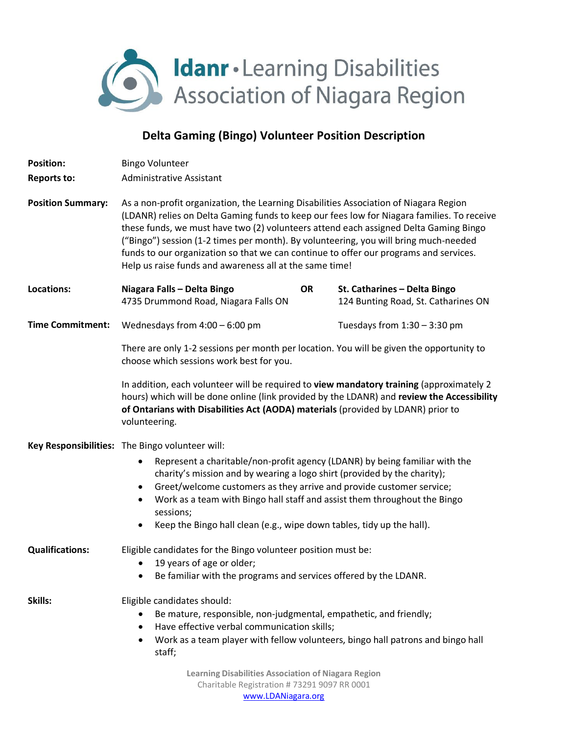# ldanr • Learning Disabilities Association of Niagara Region

## Delta Gaming (Bingo) Volunteer Position Description

**Position:** Bingo Volunteer

**Reports to:** Administrative Assistant

**Position Summary:** As a non-profit organization, the Learning Disabilities Association of Niagara Region (LDANR) relies on Delta Gaming funds to keep our fees low for Niagara families. To receive these funds, we must have two (2) volunteers attend each assigned Delta Gaming Bingo ("Bingo") session (1-2 times per month). By volunteering, you will bring much-needed funds to our organization so that we can continue to offer our programs and services. Help us raise funds and awareness all at the same time!

**Locations:**

**Niagara Falls – Delta Bingo**
4735 Drummond Road, Niagara Falls ON

**OR**

**St. Catharines – Delta Bingo**
124 Bunting Road, St. Catharines ON

**Time Commitment:**

Wednesdays from 4:00 – 6:00 pm (Niagara Falls)

Tuesdays from 1:30 – 3:30 pm (St. Catharines)

There are only 1-2 sessions per month per location. You will be given the opportunity to choose which sessions work best for you.

In addition, each volunteer will be required to **view mandatory training** (approximately 2 hours) which will be done online (link provided by the LDANR) and **review the Accessibility of Ontarians with Disabilities Act (AODA) materials** (provided by LDANR) prior to volunteering.

**Key Responsibilities:** The Bingo volunteer will:

- Represent a charitable/non-profit agency (LDANR) by being familiar with the charity's mission and by wearing a logo shirt (provided by the charity);
- Greet/welcome customers as they arrive and provide customer service;
- Work as a team with Bingo hall staff and assist them throughout the Bingo sessions;
- Keep the Bingo hall clean (e.g., wipe down tables, tidy up the hall).

**Qualifications:** Eligible candidates for the Bingo volunteer position must be:

- 19 years of age or older;
- Be familiar with the programs and services offered by the LDANR.

**Skills:** Eligible candidates should:

- Be mature, responsible, non-judgmental, empathetic, and friendly;
- Have effective verbal communication skills;
- Work as a team player with fellow volunteers, bingo hall patrons and bingo hall staff;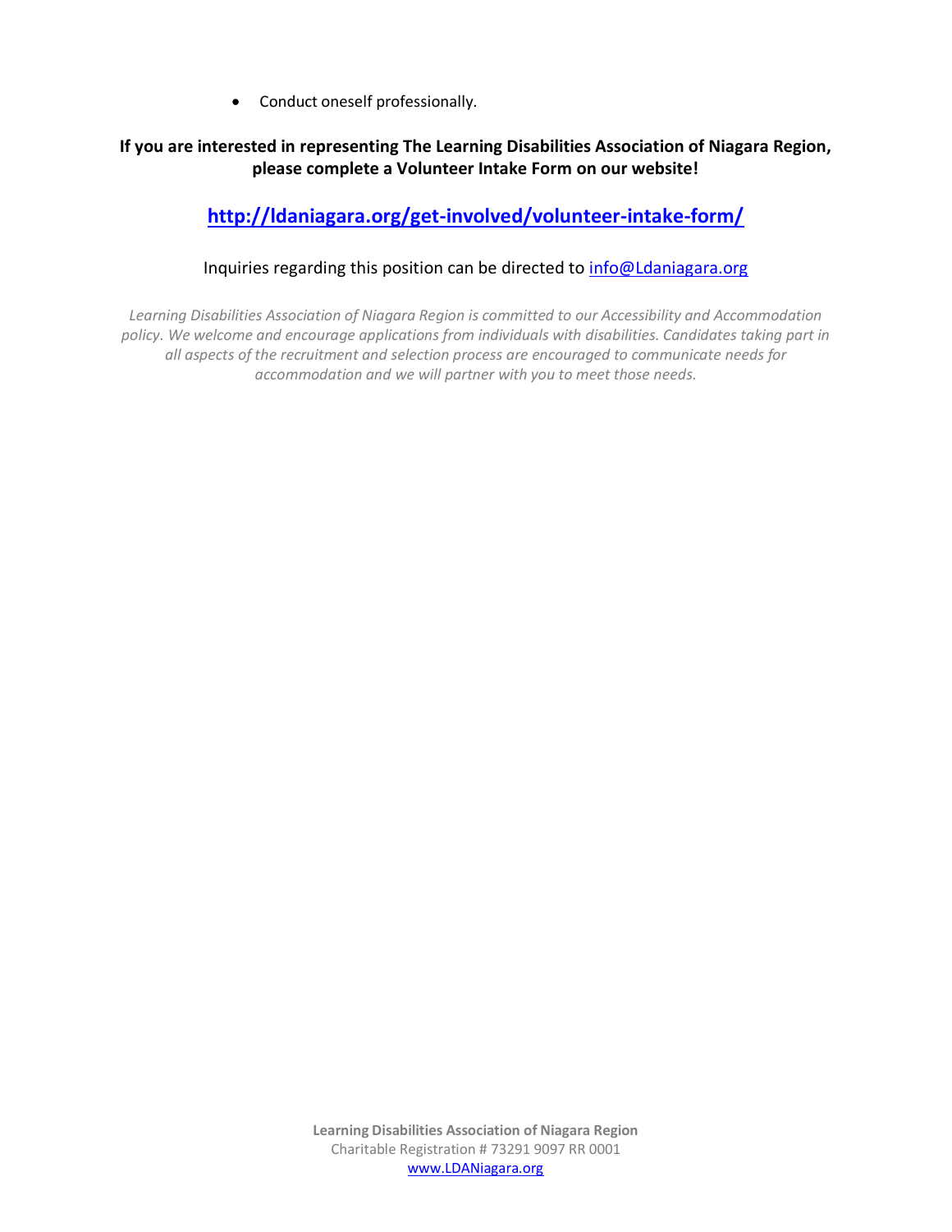- Conduct oneself professionally.

**If you are interested in representing The Learning Disabilities Association of Niagara Region, please complete a Volunteer Intake Form on our website!**

**[http://ldaniagara.org/get-involved/volunteer-intake-form/](http://ldaniagara.org/get-involved/volunteer-intake-form/)**

Inquiries regarding this position can be directed to info@Ldaniagara.org

*Learning Disabilities Association of Niagara Region is committed to our Accessibility and Accommodation policy. We welcome and encourage applications from individuals with disabilities. Candidates taking part in all aspects of the recruitment and selection process are encouraged to communicate needs for accommodation and we will partner with you to meet those needs.*